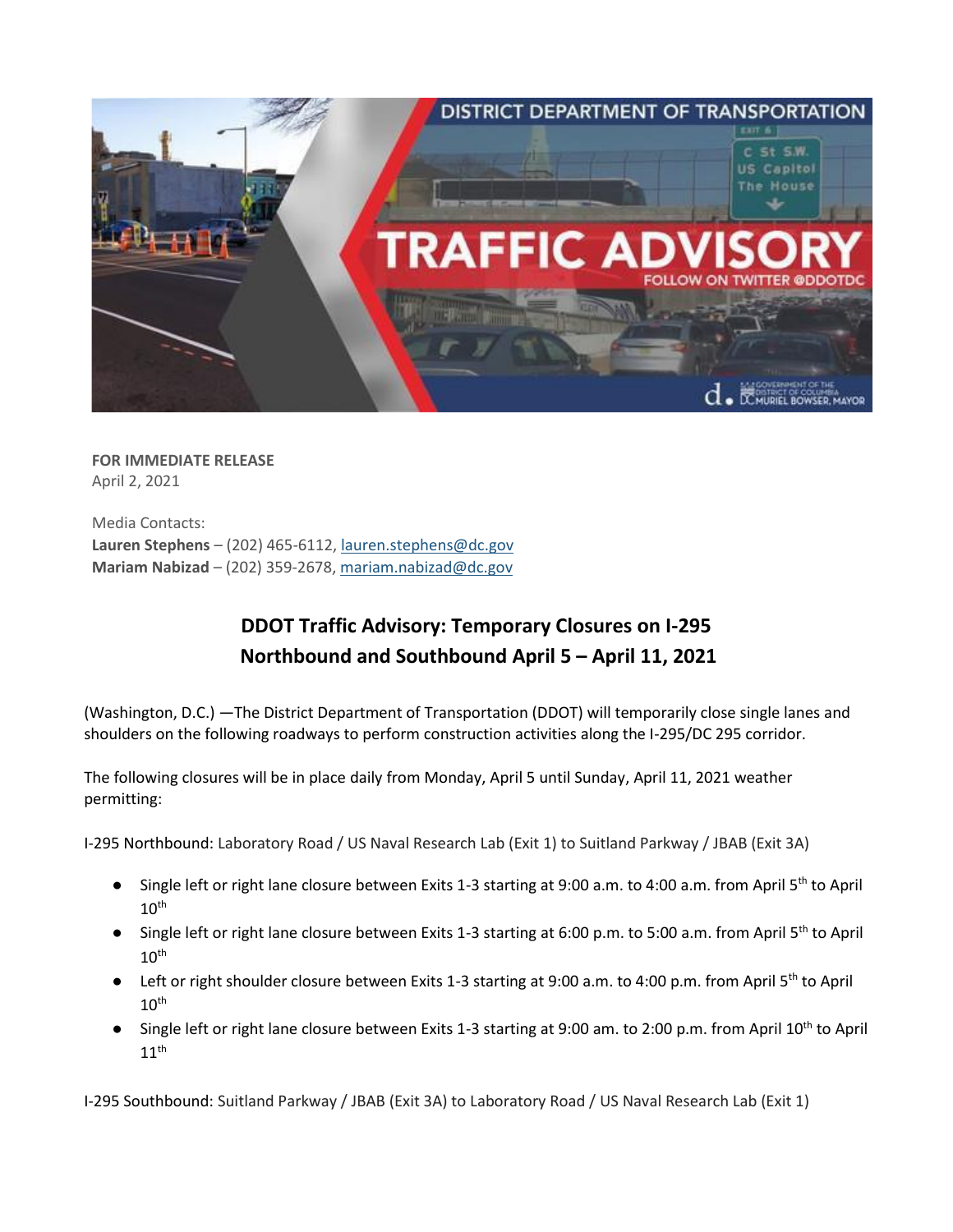**FOR IMMEDIATE RELEASE**
April 2, 2021

Media Contacts:
**Lauren Stephens** – (202) 465-6112, lauren.stephens@dc.gov
**Mariam Nabizad** – (202) 359-2678, mariam.nabizad@dc.gov

## DDOT Traffic Advisory: Temporary Closures on I-295 Northbound and Southbound April 5 – April 11, 2021

(Washington, D.C.) —The District Department of Transportation (DDOT) will temporarily close single lanes and shoulders on the following roadways to perform construction activities along the I-295/DC 295 corridor.

The following closures will be in place daily from Monday, April 5 until Sunday, April 11, 2021 weather permitting:

I-295 Northbound: Laboratory Road / US Naval Research Lab (Exit 1) to Suitland Parkway / JBAB (Exit 3A)

- Single left or right lane closure between Exits 1-3 starting at 9:00 a.m. to 4:00 a.m. from April 5th to April 10th
- Single left or right lane closure between Exits 1-3 starting at 6:00 p.m. to 5:00 a.m. from April 5th to April 10th
- Left or right shoulder closure between Exits 1-3 starting at 9:00 a.m. to 4:00 p.m. from April 5th to April 10th
- Single left or right lane closure between Exits 1-3 starting at 9:00 am. to 2:00 p.m. from April 10th to April 11th

I-295 Southbound: Suitland Parkway / JBAB (Exit 3A) to Laboratory Road / US Naval Research Lab (Exit 1)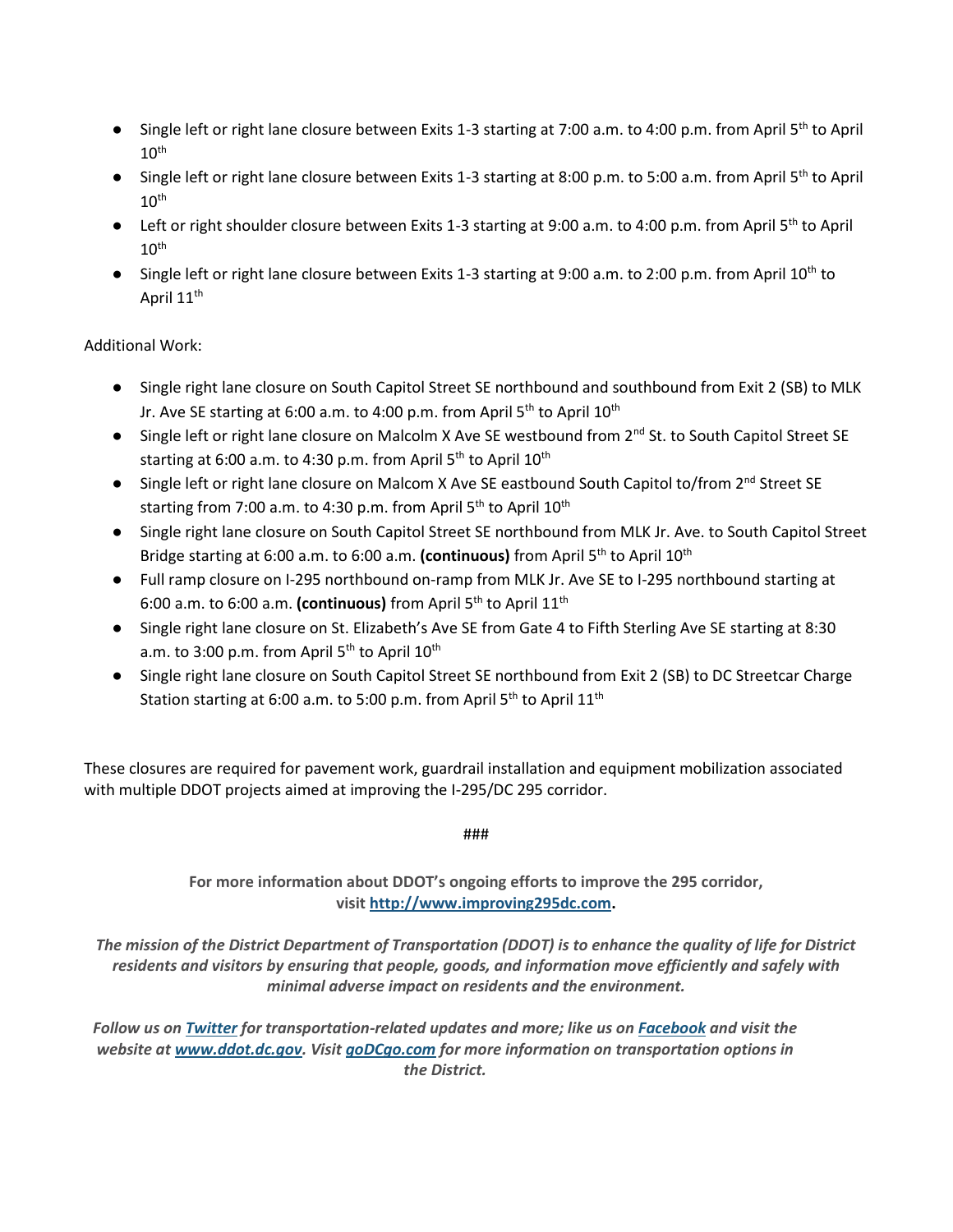- Single left or right lane closure between Exits 1-3 starting at 7:00 a.m. to 4:00 p.m. from April 5th to April 10th
- Single left or right lane closure between Exits 1-3 starting at 8:00 p.m. to 5:00 a.m. from April 5th to April 10th
- Left or right shoulder closure between Exits 1-3 starting at 9:00 a.m. to 4:00 p.m. from April 5th to April 10th
- Single left or right lane closure between Exits 1-3 starting at 9:00 a.m. to 2:00 p.m. from April 10th to April 11th

Additional Work:

- Single right lane closure on South Capitol Street SE northbound and southbound from Exit 2 (SB) to MLK Jr. Ave SE starting at 6:00 a.m. to 4:00 p.m. from April 5th to April 10th
- Single left or right lane closure on Malcolm X Ave SE westbound from 2nd St. to South Capitol Street SE starting at 6:00 a.m. to 4:30 p.m. from April 5th to April 10th
- Single left or right lane closure on Malcom X Ave SE eastbound South Capitol to/from 2nd Street SE starting from 7:00 a.m. to 4:30 p.m. from April 5th to April 10th
- Single right lane closure on South Capitol Street SE northbound from MLK Jr. Ave. to South Capitol Street Bridge starting at 6:00 a.m. to 6:00 a.m. **(continuous)** from April 5th to April 10th
- Full ramp closure on I-295 northbound on-ramp from MLK Jr. Ave SE to I-295 northbound starting at 6:00 a.m. to 6:00 a.m. **(continuous)** from April 5th to April 11th
- Single right lane closure on St. Elizabeth's Ave SE from Gate 4 to Fifth Sterling Ave SE starting at 8:30 a.m. to 3:00 p.m. from April 5th to April 10th
- Single right lane closure on South Capitol Street SE northbound from Exit 2 (SB) to DC Streetcar Charge Station starting at 6:00 a.m. to 5:00 p.m. from April 5th to April 11th

These closures are required for pavement work, guardrail installation and equipment mobilization associated with multiple DDOT projects aimed at improving the I-295/DC 295 corridor.

###

**For more information about DDOT's ongoing efforts to improve the 295 corridor, visit [http://www.improving295dc.com](http://www.improving295dc.com).**

***The mission of the District Department of Transportation (DDOT) is to enhance the quality of life for District residents and visitors by ensuring that people, goods, and information move efficiently and safely with minimal adverse impact on residents and the environment.***

***Follow us on [Twitter](#) for transportation-related updates and more; like us on [Facebook](#) and visit the website at [www.ddot.dc.gov](http://www.ddot.dc.gov). Visit [goDCgo.com](http://goDCgo.com) for more information on transportation options in the District.***